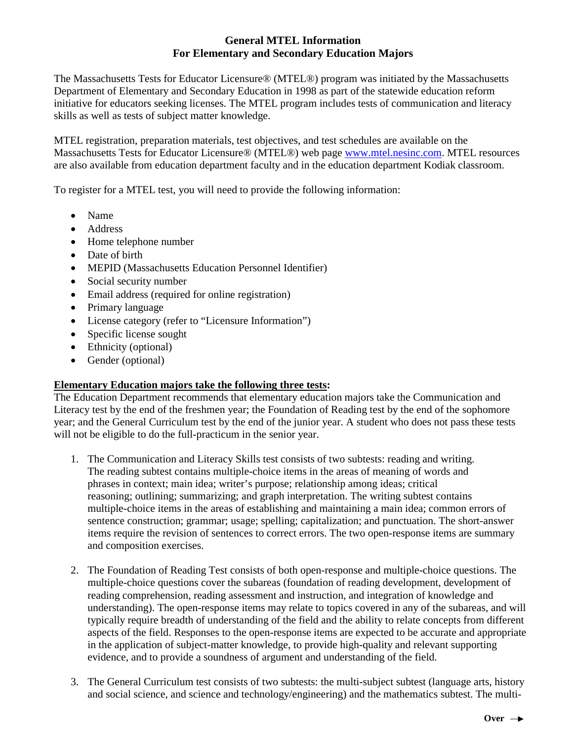# General MTEL Information
## For Elementary and Secondary Education Majors

The Massachusetts Tests for Educator Licensure® (MTEL®) program was initiated by the Massachusetts Department of Elementary and Secondary Education in 1998 as part of the statewide education reform initiative for educators seeking licenses. The MTEL program includes tests of communication and literacy skills as well as tests of subject matter knowledge.

MTEL registration, preparation materials, test objectives, and test schedules are available on the Massachusetts Tests for Educator Licensure® (MTEL®) web page www.mtel.nesinc.com. MTEL resources are also available from education department faculty and in the education department Kodiak classroom.

To register for a MTEL test, you will need to provide the following information:

- Name
- Address
- Home telephone number
- Date of birth
- MEPID (Massachusetts Education Personnel Identifier)
- Social security number
- Email address (required for online registration)
- Primary language
- License category (refer to "Licensure Information")
- Specific license sought
- Ethnicity (optional)
- Gender (optional)

**Elementary Education majors take the following three tests:**

The Education Department recommends that elementary education majors take the Communication and Literacy test by the end of the freshmen year; the Foundation of Reading test by the end of the sophomore year; and the General Curriculum test by the end of the junior year. A student who does not pass these tests will not be eligible to do the full-practicum in the senior year.

1. The Communication and Literacy Skills test consists of two subtests: reading and writing. The reading subtest contains multiple-choice items in the areas of meaning of words and phrases in context; main idea; writer's purpose; relationship among ideas; critical reasoning; outlining; summarizing; and graph interpretation. The writing subtest contains multiple-choice items in the areas of establishing and maintaining a main idea; common errors of sentence construction; grammar; usage; spelling; capitalization; and punctuation. The short-answer items require the revision of sentences to correct errors. The two open-response items are summary and composition exercises.

2. The Foundation of Reading Test consists of both open-response and multiple-choice questions. The multiple-choice questions cover the subareas (foundation of reading development, development of reading comprehension, reading assessment and instruction, and integration of knowledge and understanding). The open-response items may relate to topics covered in any of the subareas, and will typically require breadth of understanding of the field and the ability to relate concepts from different aspects of the field. Responses to the open-response items are expected to be accurate and appropriate in the application of subject-matter knowledge, to provide high-quality and relevant supporting evidence, and to provide a soundness of argument and understanding of the field.

3. The General Curriculum test consists of two subtests: the multi-subject subtest (language arts, history and social science, and science and technology/engineering) and the mathematics subtest. The multi-

**Over →**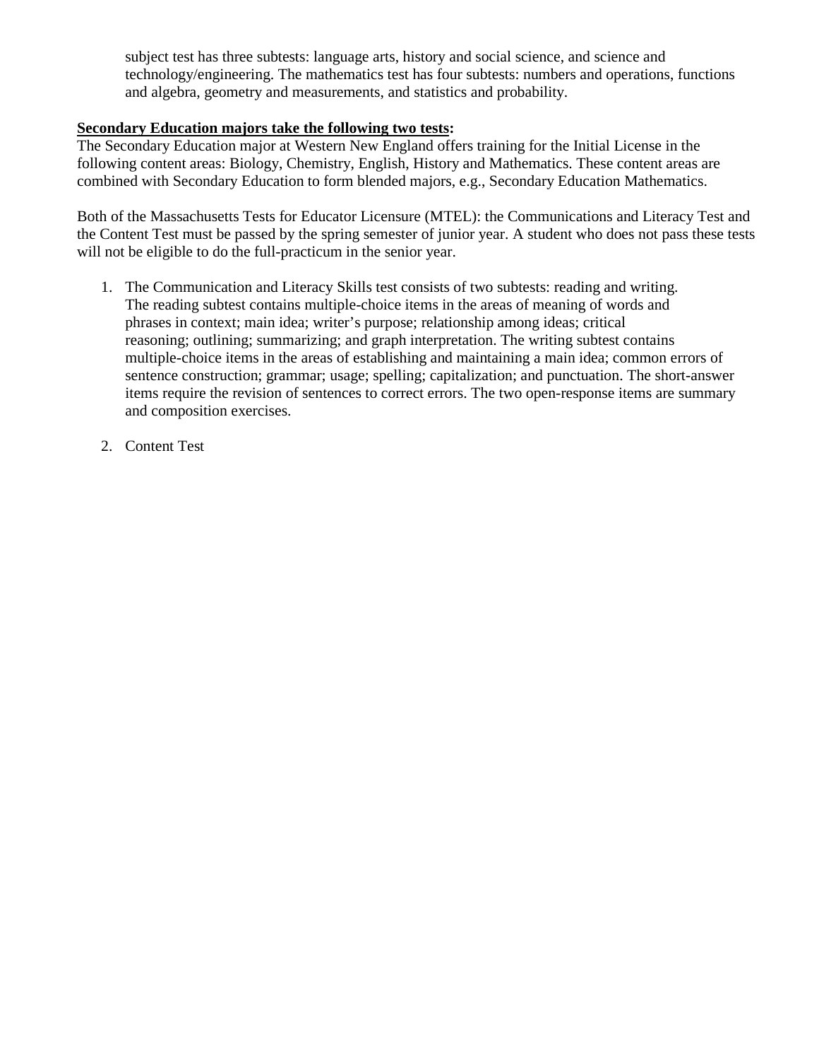subject test has three subtests: language arts, history and social science, and science and technology/engineering. The mathematics test has four subtests: numbers and operations, functions and algebra, geometry and measurements, and statistics and probability.

**Secondary Education majors take the following two tests:**

The Secondary Education major at Western New England offers training for the Initial License in the following content areas: Biology, Chemistry, English, History and Mathematics. These content areas are combined with Secondary Education to form blended majors, e.g., Secondary Education Mathematics.

Both of the Massachusetts Tests for Educator Licensure (MTEL): the Communications and Literacy Test and the Content Test must be passed by the spring semester of junior year. A student who does not pass these tests will not be eligible to do the full-practicum in the senior year.

1. The Communication and Literacy Skills test consists of two subtests: reading and writing. The reading subtest contains multiple-choice items in the areas of meaning of words and phrases in context; main idea; writer's purpose; relationship among ideas; critical reasoning; outlining; summarizing; and graph interpretation. The writing subtest contains multiple-choice items in the areas of establishing and maintaining a main idea; common errors of sentence construction; grammar; usage; spelling; capitalization; and punctuation. The short-answer items require the revision of sentences to correct errors. The two open-response items are summary and composition exercises.

2. Content Test